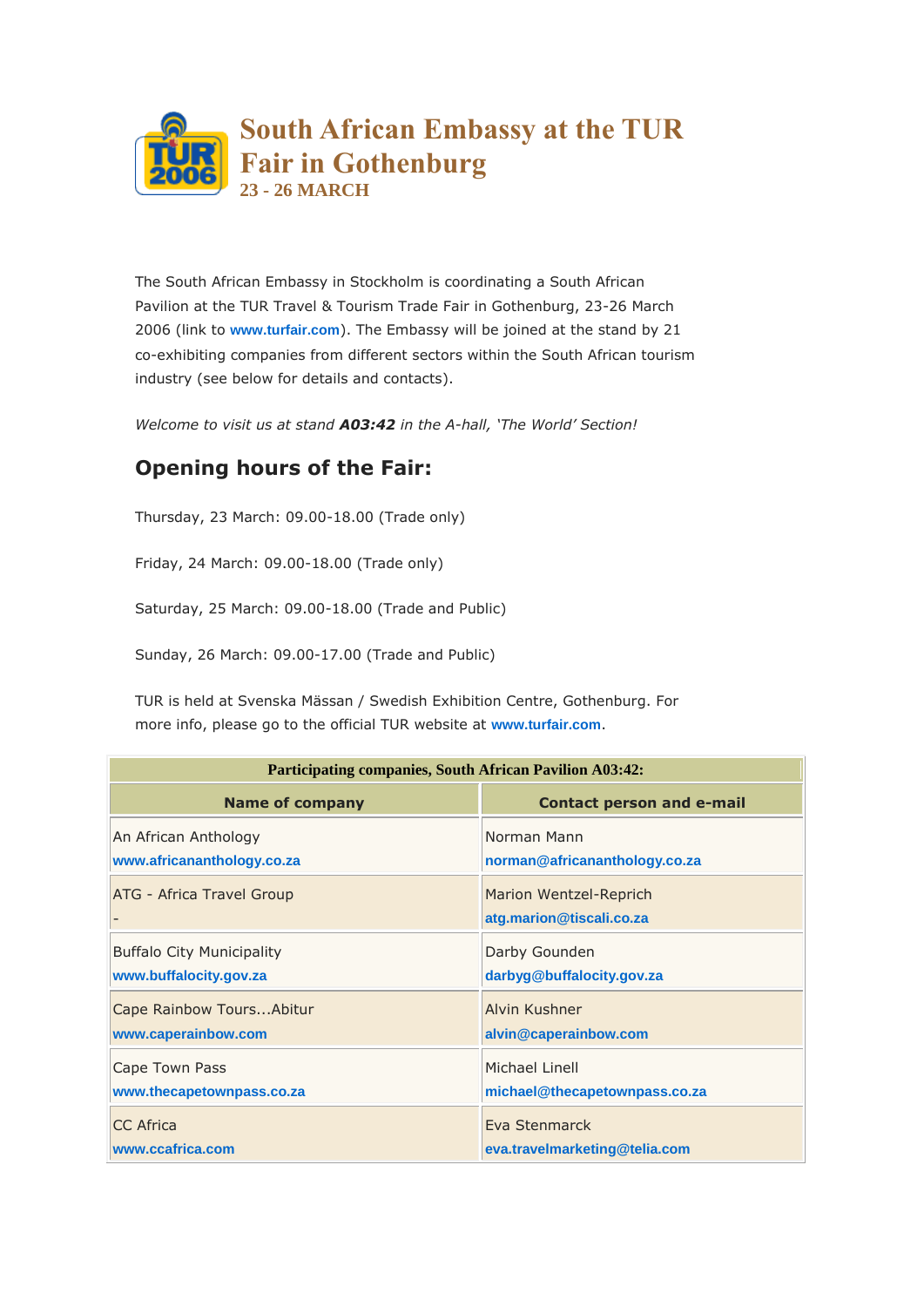# South African Embassy at the TUR Fair in Gothenburg

### 23 - 26 MARCH

The South African Embassy in Stockholm is coordinating a South African Pavilion at the TUR Travel & Tourism Trade Fair in Gothenburg, 23-26 March 2006 (link to **www.turfair.com**). The Embassy will be joined at the stand by 21 co-exhibiting companies from different sectors within the South African tourism industry (see below for details and contacts).

*Welcome to visit us at stand **A03:42** in the A-hall, 'The World' Section!*

## Opening hours of the Fair:

Thursday, 23 March: 09.00-18.00 (Trade only)

Friday, 24 March: 09.00-18.00 (Trade only)

Saturday, 25 March: 09.00-18.00 (Trade and Public)

Sunday, 26 March: 09.00-17.00 (Trade and Public)

TUR is held at Svenska Mässan / Swedish Exhibition Centre, Gothenburg. For more info, please go to the official TUR website at **www.turfair.com**.

| Participating companies, South African Pavilion A03:42: | |
|---|---|
| **Name of company** | **Contact person and e-mail** |
| An African Anthology<br>**www.africananthology.co.za** | Norman Mann<br>**norman@africananthology.co.za** |
| ATG - Africa Travel Group<br>- | Marion Wentzel-Reprich<br>**atg.marion@tiscali.co.za** |
| Buffalo City Municipality<br>**www.buffalocity.gov.za** | Darby Gounden<br>**darbyg@buffalocity.gov.za** |
| Cape Rainbow Tours...Abitur<br>**www.caperainbow.com** | Alvin Kushner<br>**alvin@caperainbow.com** |
| Cape Town Pass<br>**www.thecapetownpass.co.za** | Michael Linell<br>**michael@thecapetownpass.co.za** |
| CC Africa<br>**www.ccafrica.com** | Eva Stenmarck<br>**eva.travelmarketing@telia.com** |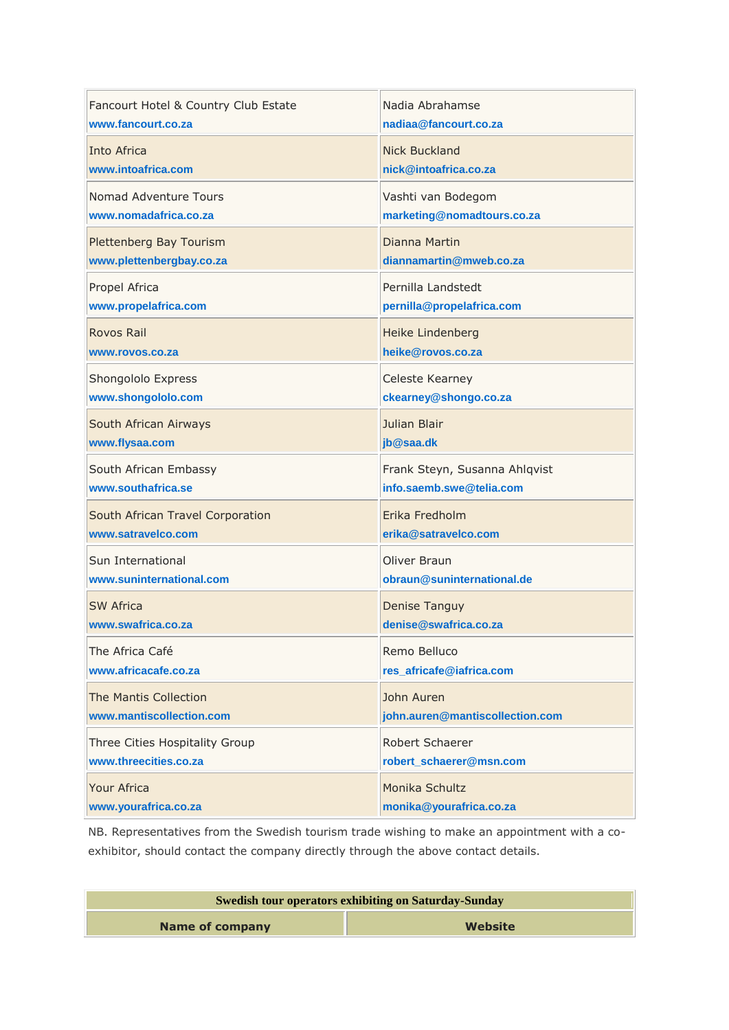| | |
|---|---|
| Fancourt Hotel & Country Club Estate<br>**www.fancourt.co.za** | Nadia Abrahamse<br>**nadiaa@fancourt.co.za** |
| Into Africa<br>**www.intoafrica.com** | Nick Buckland<br>**nick@intoafrica.co.za** |
| Nomad Adventure Tours<br>**www.nomadafrica.co.za** | Vashti van Bodegom<br>**marketing@nomadtours.co.za** |
| Plettenberg Bay Tourism<br>**www.plettenbergbay.co.za** | Dianna Martin<br>**diannamartin@mweb.co.za** |
| Propel Africa<br>**www.propelafrica.com** | Pernilla Landstedt<br>**pernilla@propelafrica.com** |
| Rovos Rail<br>**www.rovos.co.za** | Heike Lindenberg<br>**heike@rovos.co.za** |
| Shongololo Express<br>**www.shongololo.com** | Celeste Kearney<br>**ckearney@shongo.co.za** |
| South African Airways<br>**www.flysaa.com** | Julian Blair<br>**jb@saa.dk** |
| South African Embassy<br>**www.southafrica.se** | Frank Steyn, Susanna Ahlqvist<br>**info.saemb.swe@telia.com** |
| South African Travel Corporation<br>**www.satravelco.com** | Erika Fredholm<br>**erika@satravelco.com** |
| Sun International<br>**www.suninternational.com** | Oliver Braun<br>**obraun@suninternational.de** |
| SW Africa<br>**www.swafrica.co.za** | Denise Tanguy<br>**denise@swafrica.co.za** |
| The Africa Café<br>**www.africacafe.co.za** | Remo Belluco<br>**res_africafe@iafrica.com** |
| The Mantis Collection<br>**www.mantiscollection.com** | John Auren<br>**john.auren@mantiscollection.com** |
| Three Cities Hospitality Group<br>**www.threecities.co.za** | Robert Schaerer<br>**robert_schaerer@msn.com** |
| Your Africa<br>**www.yourafrica.co.za** | Monika Schultz<br>**monika@yourafrica.co.za** |

NB. Representatives from the Swedish tourism trade wishing to make an appointment with a co-exhibitor, should contact the company directly through the above contact details.

| **Swedish tour operators exhibiting on Saturday-Sunday** | |
|---|---|
| **Name of company** | **Website** |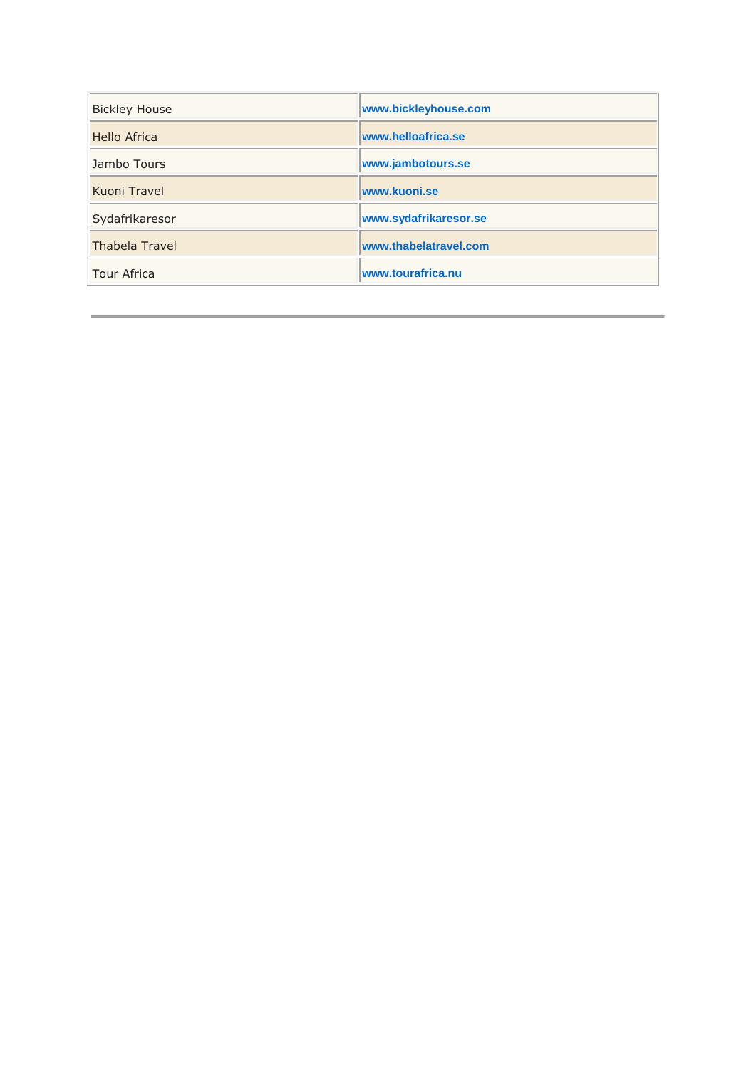| | |
|---|---|
| Bickley House | **www.bickleyhouse.com** |
| Hello Africa | **www.helloafrica.se** |
| Jambo Tours | **www.jambotours.se** |
| Kuoni Travel | **www.kuoni.se** |
| Sydafrikaresor | **www.sydafrikaresor.se** |
| Thabela Travel | **www.thabelatravel.com** |
| Tour Africa | **www.tourafrica.nu** |

---